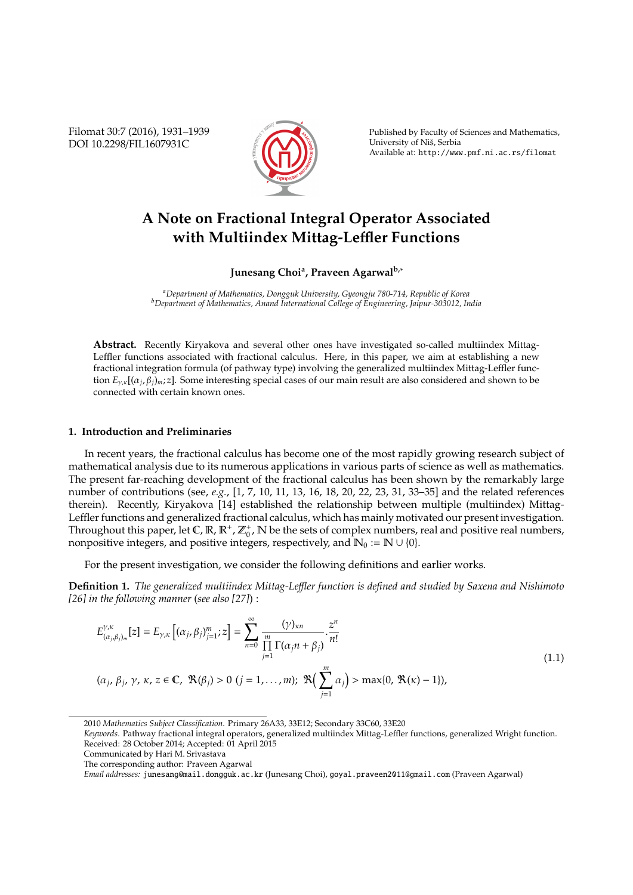# A Note on Fractional Integral Operator Associated with Multiindex Mittag-Leffler Functions

**Junesang Choi[a], Praveen Agarwal[b,*]**

[a]*Department of Mathematics, Dongguk University, Gyeongju 780-714, Republic of Korea*
[b]*Department of Mathematics, Anand International College of Engineering, Jaipur-303012, India*

**Abstract.** Recently Kiryakova and several other ones have investigated so-called multiindex Mittag-Leffler functions associated with fractional calculus. Here, in this paper, we aim at establishing a new fractional integration formula (of pathway type) involving the generalized multiindex Mittag-Leffler function $E_{\gamma,\kappa}[(\alpha_j, \beta_j)_m; z]$. Some interesting special cases of our main result are also considered and shown to be connected with certain known ones.

## 1. Introduction and Preliminaries

In recent years, the fractional calculus has become one of the most rapidly growing research subject of mathematical analysis due to its numerous applications in various parts of science as well as mathematics. The present far-reaching development of the fractional calculus has been shown by the remarkably large number of contributions (see, *e.g.*, [1, 7, 10, 11, 13, 16, 18, 20, 22, 23, 31, 33–35] and the related references therein). Recently, Kiryakova [14] established the relationship between multiple (multiindex) Mittag-Leffler functions and generalized fractional calculus, which has mainly motivated our present investigation. Throughout this paper, let $\mathbb{C}$, $\mathbb{R}$, $\mathbb{R}^+$, $\mathbb{Z}_0^+$, $\mathbb{N}$ be the sets of complex numbers, real and positive real numbers, nonpositive integers, and positive integers, respectively, and $\mathbb{N}_0 := \mathbb{N} \cup \{0\}$.

For the present investigation, we consider the following definitions and earlier works.

**Definition 1.** *The generalized multiindex Mittag-Leffler function is defined and studied by Saxena and Nishimoto [26] in the following manner (see also [27]) :*

$$E^{\gamma,\kappa}_{(\alpha_j,\beta_j)_m}[z] = E_{\gamma,\kappa}\left[(\alpha_j, \beta_j)^m_{j=1}; z\right] = \sum_{n=0}^{\infty} \frac{(\gamma)_{\kappa n}}{\prod\limits_{j=1}^{m} \Gamma(\alpha_j n + \beta_j)} \cdot \frac{z^n}{n!}$$

$$(\alpha_j,\, \beta_j,\, \gamma,\, \kappa,\, z \in \mathbb{C},\ \Re(\beta_j) > 0\ (j = 1, \ldots, m);\ \Re\Big(\sum_{j=1}^{m} \alpha_j\Big) > \max\{0,\, \Re(\kappa) - 1\}), \tag{1.1}$$

---

2010 *Mathematics Subject Classification.* Primary 26A33, 33E12; Secondary 33C60, 33E20

*Keywords.* Pathway fractional integral operators, generalized multiindex Mittag-Leffler functions, generalized Wright function.

Received: 28 October 2014; Accepted: 01 April 2015

Communicated by Hari M. Srivastava

The corresponding author: Praveen Agarwal

*Email addresses:* junesang@mail.dongguk.ac.kr (Junesang Choi), goyal.praveen2011@gmail.com (Praveen Agarwal)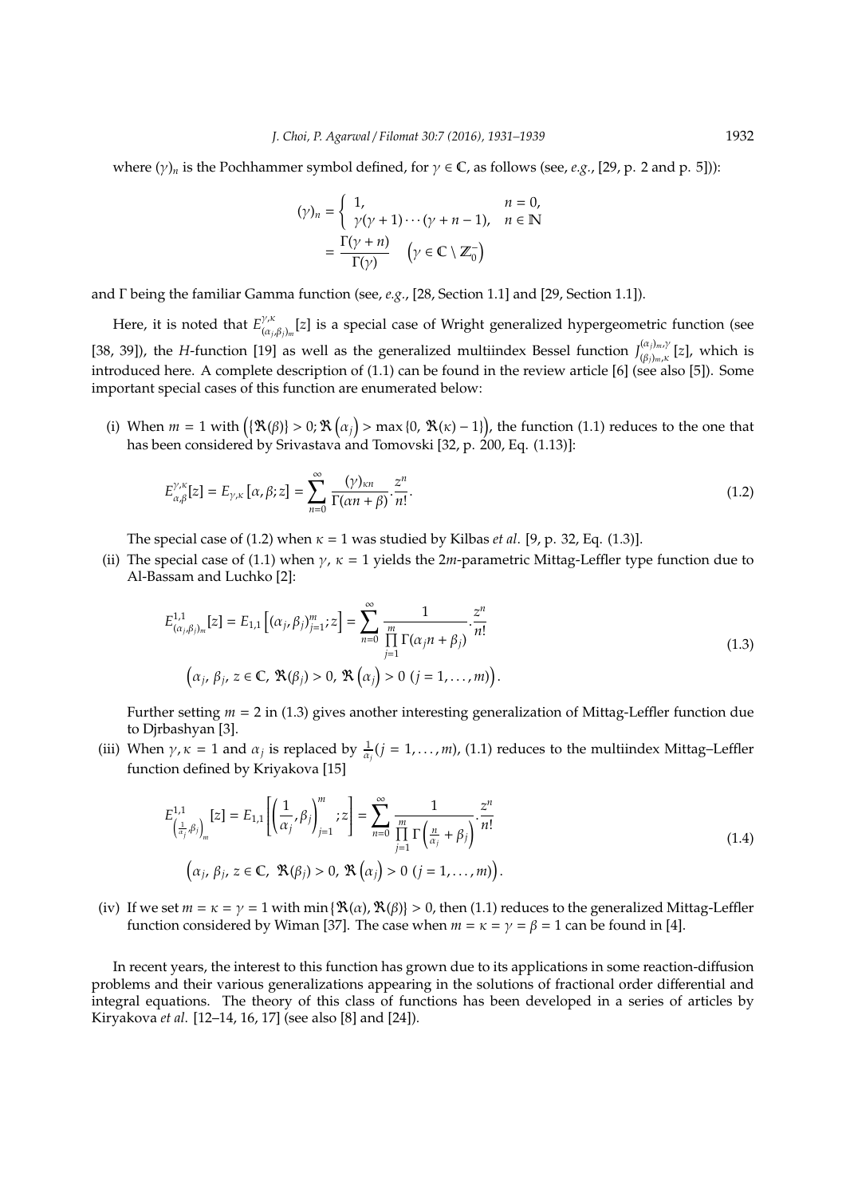where $(\gamma)_n$ is the Pochhammer symbol defined, for $\gamma \in \mathbb{C}$, as follows (see, *e.g.*, [29, p. 2 and p. 5]):

$$
\begin{aligned}
(\gamma)_n &= \begin{cases} 1, & n = 0, \\ \gamma(\gamma+1)\cdots(\gamma+n-1), & n \in \mathbb{N} \end{cases} \\
&= \frac{\Gamma(\gamma+n)}{\Gamma(\gamma)} \quad \left(\gamma \in \mathbb{C} \setminus \mathbb{Z}_0^-\right)
\end{aligned}
$$

and $\Gamma$ being the familiar Gamma function (see, *e.g.*, [28, Section 1.1] and [29, Section 1.1]).

Here, it is noted that $E^{\gamma,\kappa}_{(\alpha_j,\beta_j)_m}[z]$ is a special case of Wright generalized hypergeometric function (see [38, 39]), the $H$-function [19] as well as the generalized multiindex Bessel function $J^{(\alpha_j)_m,\gamma}_{(\beta_j)_m,\kappa}[z]$, which is introduced here. A complete description of (1.1) can be found in the review article [6] (see also [5]). Some important special cases of this function are enumerated below:

(i) When $m = 1$ with $\left(\{\Re(\beta)\} > 0; \Re\left(\alpha_j\right) > \max\{0, \Re(\kappa) - 1\}\right)$, the function (1.1) reduces to the one that has been considered by Srivastava and Tomovski [32, p. 200, Eq. (1.13)]:

$$
E^{\gamma,\kappa}_{\alpha,\beta}[z] = E_{\gamma,\kappa}\left[\alpha, \beta; z\right] = \sum_{n=0}^{\infty} \frac{(\gamma)_{\kappa n}}{\Gamma(\alpha n + \beta)} \cdot \frac{z^n}{n!}. \tag{1.2}
$$

The special case of (1.2) when $\kappa = 1$ was studied by Kilbas *et al.* [9, p. 32, Eq. (1.3)].

(ii) The special case of (1.1) when $\gamma$, $\kappa = 1$ yields the $2m$-parametric Mittag-Leffler type function due to Al-Bassam and Luchko [2]:

$$
\begin{aligned}
&E^{1,1}_{(\alpha_j,\beta_j)_m}[z] = E_{1,1}\left[(\alpha_j, \beta_j)_{j=1}^m; z\right] = \sum_{n=0}^{\infty} \frac{1}{\prod\limits_{j=1}^{m} \Gamma(\alpha_j n + \beta_j)} \cdot \frac{z^n}{n!} \\
&\left(\alpha_j,\, \beta_j,\, z \in \mathbb{C},\, \Re(\beta_j) > 0,\, \Re\left(\alpha_j\right) > 0 \ (j = 1, \ldots, m)\right).
\end{aligned} \tag{1.3}
$$

Further setting $m = 2$ in (1.3) gives another interesting generalization of Mittag-Leffler function due to Djrbashyan [3].

(iii) When $\gamma, \kappa = 1$ and $\alpha_j$ is replaced by $\frac{1}{\alpha_j} (j = 1, \ldots, m)$, (1.1) reduces to the multiindex Mittag–Leffler function defined by Kriyakova [15]

$$
\begin{aligned}
&E^{1,1}_{\left(\frac{1}{\alpha_j},\beta_j\right)_m}[z] = E_{1,1}\left[\left(\frac{1}{\alpha_j}, \beta_j\right)_{j=1}^m; z\right] = \sum_{n=0}^{\infty} \frac{1}{\prod\limits_{j=1}^{m} \Gamma\left(\frac{n}{\alpha_j} + \beta_j\right)} \cdot \frac{z^n}{n!} \\
&\left(\alpha_j,\, \beta_j,\, z \in \mathbb{C},\ \Re(\beta_j) > 0,\, \Re\left(\alpha_j\right) > 0 \ (j = 1, \ldots, m)\right).
\end{aligned} \tag{1.4}
$$

(iv) If we set $m = \kappa = \gamma = 1$ with $\min\{\Re(\alpha), \Re(\beta)\} > 0$, then (1.1) reduces to the generalized Mittag-Leffler function considered by Wiman [37]. The case when $m = \kappa = \gamma = \beta = 1$ can be found in [4].

In recent years, the interest to this function has grown due to its applications in some reaction-diffusion problems and their various generalizations appearing in the solutions of fractional order differential and integral equations. The theory of this class of functions has been developed in a series of articles by Kiryakova *et al.* [12–14, 16, 17] (see also [8] and [24]).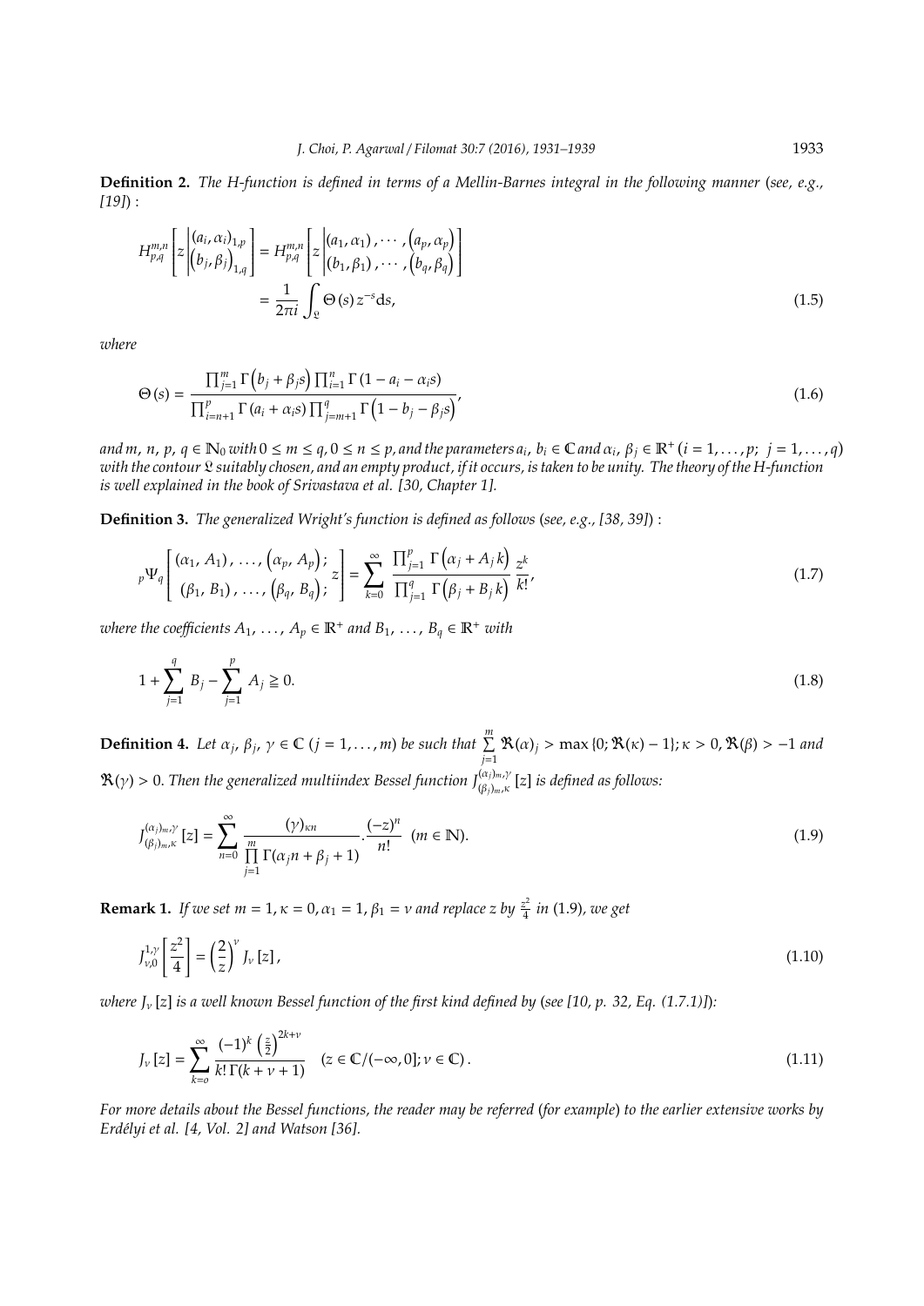**Definition 2.** *The H-function is defined in terms of a Mellin-Barnes integral in the following manner (see, e.g., [19]) :*

$$H_{p,q}^{m,n}\left[z\left|\begin{matrix}(a_i,\alpha_i)_{1,p}\\(b_j,\beta_j)_{1,q}\end{matrix}\right.\right]=H_{p,q}^{m,n}\left[z\left|\begin{matrix}(a_1,\alpha_1),\cdots,(a_p,\alpha_p)\\(b_1,\beta_1),\cdots,(b_q,\beta_q)\end{matrix}\right.\right]=\frac{1}{2\pi i}\int_{\mathfrak{L}}\Theta(s)\,z^{-s}ds,\tag{1.5}$$

*where*

$$\Theta(s)=\frac{\prod_{j=1}^{m}\Gamma\left(b_j+\beta_j s\right)\prod_{i=1}^{n}\Gamma\left(1-a_i-\alpha_i s\right)}{\prod_{i=n+1}^{p}\Gamma\left(a_i+\alpha_i s\right)\prod_{j=m+1}^{q}\Gamma\left(1-b_j-\beta_j s\right)},\tag{1.6}$$

*and* $m, n, p, q\in\mathbb{N}_0$ *with* $0\leq m\leq q, 0\leq n\leq p$, *and the parameters* $a_i, b_i\in\mathbb{C}$ *and* $\alpha_i, \beta_j\in\mathbb{R}^+$ $(i=1,\ldots,p;\ j=1,\ldots,q)$ *with the contour* $\mathfrak{L}$ *suitably chosen, and an empty product, if it occurs, is taken to be unity. The theory of the H-function is well explained in the book of Srivastava et al. [30, Chapter 1].*

**Definition 3.** *The generalized Wright's function is defined as follows (see, e.g., [38, 39]) :*

$${}_p\Psi_q\left[\begin{matrix}(\alpha_1, A_1),\ldots,(\alpha_p, A_p);\\(\beta_1, B_1),\ldots,(\beta_q, B_q);\end{matrix}\, z\right]=\sum_{k=0}^{\infty}\frac{\prod_{j=1}^{p}\Gamma\left(\alpha_j+A_j k\right)}{\prod_{j=1}^{q}\Gamma\left(\beta_j+B_j k\right)}\frac{z^k}{k!},\tag{1.7}$$

*where the coefficients* $A_1,\ldots,A_p\in\mathbb{R}^+$ *and* $B_1,\ldots,B_q\in\mathbb{R}^+$ *with*

$$1+\sum_{j=1}^{q}B_j-\sum_{j=1}^{p}A_j\geqq 0.\tag{1.8}$$

**Definition 4.** *Let* $\alpha_j, \beta_j, \gamma\in\mathbb{C}$ $(j=1,\ldots,m)$ *be such that* $\sum_{j=1}^{m}\Re(\alpha)_j>\max\{0;\Re(\kappa)-1\};\kappa>0, \Re(\beta)>-1$ *and* $\Re(\gamma)>0$. *Then the generalized multiindex Bessel function* $J_{(\beta_j)_m,\kappa}^{(\alpha_j)_m,\gamma}[z]$ *is defined as follows:*

$$J_{(\beta_j)_m,\kappa}^{(\alpha_j)_m,\gamma}[z]=\sum_{n=0}^{\infty}\frac{(\gamma)_{\kappa n}}{\prod_{j=1}^{m}\Gamma(\alpha_j n+\beta_j+1)}.\frac{(-z)^n}{n!}\quad(m\in\mathbb{N}).\tag{1.9}$$

**Remark 1.** *If we set* $m=1, \kappa=0, \alpha_1=1, \beta_1=\nu$ *and replace* $z$ *by* $\frac{z^2}{4}$ *in (1.9), we get*

$$J_{\nu,0}^{1,\gamma}\left[\frac{z^2}{4}\right]=\left(\frac{2}{z}\right)^{\nu}J_{\nu}[z],\tag{1.10}$$

*where* $J_\nu[z]$ *is a well known Bessel function of the first kind defined by (see [10, p. 32, Eq. (1.7.1)]):*

$$J_{\nu}[z]=\sum_{k=o}^{\infty}\frac{(-1)^k\left(\frac{z}{2}\right)^{2k+\nu}}{k!\,\Gamma(k+\nu+1)}\quad(z\in\mathbb{C}/(-\infty,0];\nu\in\mathbb{C}).\tag{1.11}$$

*For more details about the Bessel functions, the reader may be referred (for example) to the earlier extensive works by Erdélyi et al. [4, Vol. 2] and Watson [36].*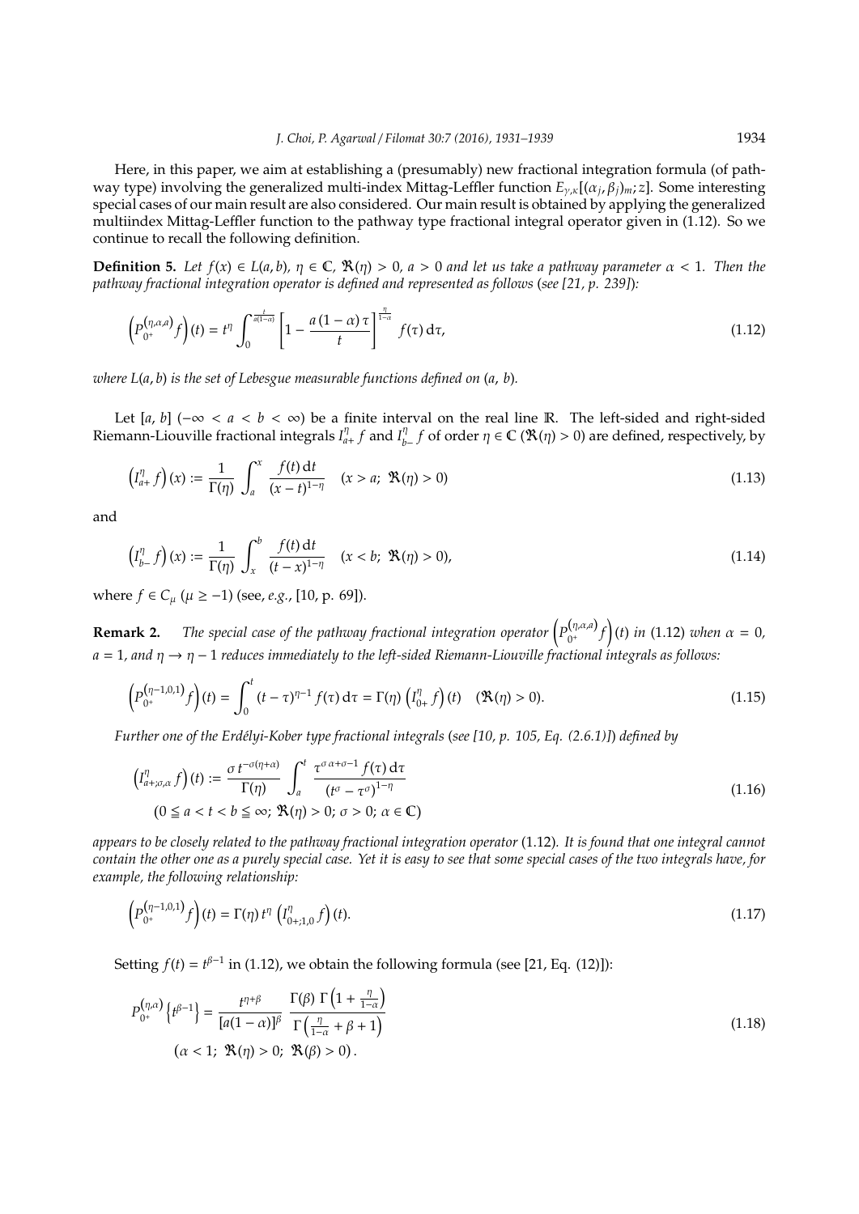Here, in this paper, we aim at establishing a (presumably) new fractional integration formula (of pathway type) involving the generalized multi-index Mittag-Leffler function $E_{\gamma,\kappa}[(\alpha_j, \beta_j)_m; z]$. Some interesting special cases of our main result are also considered. Our main result is obtained by applying the generalized multiindex Mittag-Leffler function to the pathway type fractional integral operator given in (1.12). So we continue to recall the following definition.

**Definition 5.** *Let $f(x) \in L(a, b)$, $\eta \in \mathbb{C}$, $\Re(\eta) > 0$, $a > 0$ and let us take a pathway parameter $\alpha < 1$. Then the pathway fractional integration operator is defined and represented as follows (see [21, p. 239]):*

$$\left(P_{0^+}^{(\eta,\alpha,a)} f\right)(t) = t^{\eta} \int_0^{\frac{t}{a(1-\alpha)}} \left[1 - \frac{a(1-\alpha)\tau}{t}\right]^{\frac{\eta}{1-\alpha}} f(\tau)\, d\tau, \tag{1.12}$$

*where $L(a, b)$ is the set of Lebesgue measurable functions defined on $(a, b)$.*

Let $[a, b]$ $(-\infty < a < b < \infty)$ be a finite interval on the real line $\mathbb{R}$. The left-sided and right-sided Riemann-Liouville fractional integrals $I_{a+}^{\eta} f$ and $I_{b-}^{\eta} f$ of order $\eta \in \mathbb{C}$ $(\Re(\eta) > 0)$ are defined, respectively, by

$$\left(I_{a+}^{\eta} f\right)(x) := \frac{1}{\Gamma(\eta)} \int_a^x \frac{f(t)\, dt}{(x-t)^{1-\eta}} \quad (x > a;\ \Re(\eta) > 0) \tag{1.13}$$

and

$$\left(I_{b-}^{\eta} f\right)(x) := \frac{1}{\Gamma(\eta)} \int_x^b \frac{f(t)\, dt}{(t-x)^{1-\eta}} \quad (x < b;\ \Re(\eta) > 0), \tag{1.14}$$

where $f \in C_{\mu}$ $(\mu \geq -1)$ (see, *e.g.*, [10, p. 69]).

**Remark 2.** *The special case of the pathway fractional integration operator $\left(P_{0^+}^{(\eta,\alpha,a)} f\right)(t)$ in (1.12) when $\alpha = 0$, $a = 1$, and $\eta \to \eta - 1$ reduces immediately to the left-sided Riemann-Liouville fractional integrals as follows:*

$$\left(P_{0^+}^{(\eta-1,0,1)} f\right)(t) = \int_0^t (t-\tau)^{\eta-1} f(\tau)\, d\tau = \Gamma(\eta) \left(I_{0+}^{\eta} f\right)(t) \quad (\Re(\eta) > 0). \tag{1.15}$$

*Further one of the Erdélyi-Kober type fractional integrals (see [10, p. 105, Eq. (2.6.1)]) defined by*

$$\begin{gathered}\left(I_{a+;\sigma,\alpha}^{\eta} f\right)(t) := \frac{\sigma\, t^{-\sigma(\eta+\alpha)}}{\Gamma(\eta)} \int_a^t \frac{\tau^{\sigma\alpha+\sigma-1} f(\tau)\, d\tau}{(t^{\sigma} - \tau^{\sigma})^{1-\eta}} \\ (0 \leqq a < t < b \leqq \infty;\ \Re(\eta) > 0;\ \sigma > 0;\ \alpha \in \mathbb{C})\end{gathered} \tag{1.16}$$

*appears to be closely related to the pathway fractional integration operator (1.12). It is found that one integral cannot contain the other one as a purely special case. Yet it is easy to see that some special cases of the two integrals have, for example, the following relationship:*

$$\left(P_{0^+}^{(\eta-1,0,1)} f\right)(t) = \Gamma(\eta)\, t^{\eta} \left(I_{0+;1,0}^{\eta} f\right)(t). \tag{1.17}$$

Setting $f(t) = t^{\beta-1}$ in (1.12), we obtain the following formula (see [21, Eq. (12)]):

$$\begin{gathered}P_{0^+}^{(\eta,\alpha)} \left\{t^{\beta-1}\right\} = \frac{t^{\eta+\beta}}{[a(1-\alpha)]^{\beta}} \frac{\Gamma(\beta)\, \Gamma\left(1 + \frac{\eta}{1-\alpha}\right)}{\Gamma\left(\frac{\eta}{1-\alpha} + \beta + 1\right)} \\ (\alpha < 1;\ \Re(\eta) > 0;\ \Re(\beta) > 0).\end{gathered} \tag{1.18}$$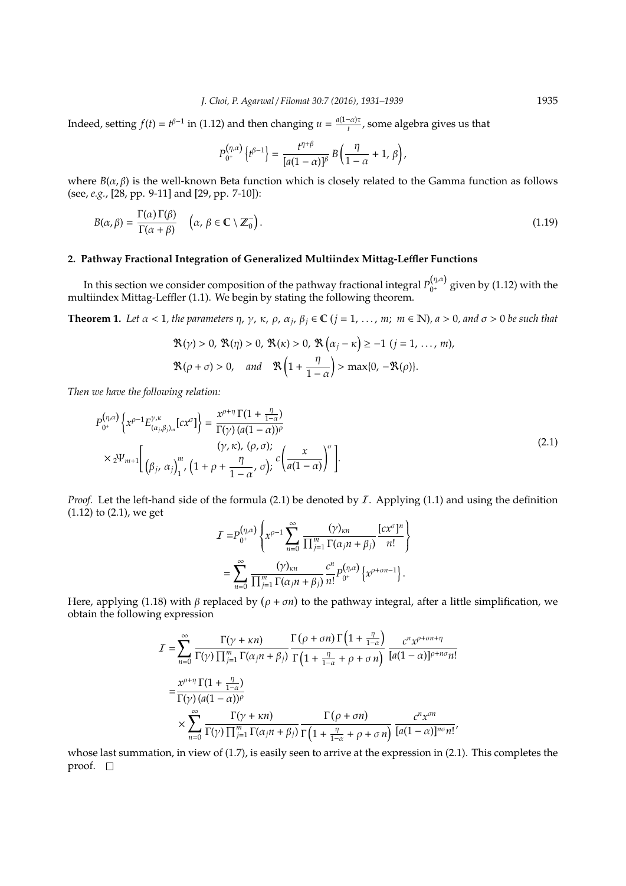Indeed, setting $f(t) = t^{\beta-1}$ in (1.12) and then changing $u = \frac{a(1-\alpha)\tau}{t}$, some algebra gives us that

$$P_{0^+}^{(\eta,\alpha)}\left\{t^{\beta-1}\right\} = \frac{t^{\eta+\beta}}{[a(1-\alpha)]^{\beta}}\, B\left(\frac{\eta}{1-\alpha}+1,\, \beta\right),$$

where $B(\alpha,\beta)$ is the well-known Beta function which is closely related to the Gamma function as follows (see, *e.g.*, [28, pp. 9-11] and [29, pp. 7-10]):

$$B(\alpha,\beta) = \frac{\Gamma(\alpha)\,\Gamma(\beta)}{\Gamma(\alpha+\beta)} \quad \left(\alpha,\, \beta \in \mathbb{C} \setminus \mathbb{Z}_0^-\right). \tag{1.19}$$

## 2. Pathway Fractional Integration of Generalized Multiindex Mittag-Leffler Functions

In this section we consider composition of the pathway fractional integral $P_{0^+}^{(\eta,\alpha)}$ given by (1.12) with the multiindex Mittag-Leffler (1.1). We begin by stating the following theorem.

**Theorem 1.** *Let $\alpha < 1$, the parameters $\eta,\ \gamma,\ \kappa,\ \rho,\ \alpha_j,\ \beta_j \in \mathbb{C}$ $(j = 1, \ldots, m;\ m \in \mathbb{N})$, $a > 0$, and $\sigma > 0$ be such that*

$$\Re(\gamma) > 0,\ \Re(\eta) > 0,\ \Re(\kappa) > 0,\ \Re\left(\alpha_j - \kappa\right) \geqq -1\ (j = 1, \ldots, m),$$
$$\Re(\rho+\sigma) > 0, \quad \textit{and} \quad \Re\left(1 + \frac{\eta}{1-\alpha}\right) > \max\{0, -\Re(\rho)\}.$$

*Then we have the following relation:*

$$\begin{aligned} P_{0^+}^{(\eta,\alpha)}\left\{x^{\rho-1} E_{(\alpha_j,\beta_j)_m}^{\gamma,\kappa}[cx^{\sigma}]\right\} &= \frac{x^{\rho+\eta}\,\Gamma(1+\frac{\eta}{1-\alpha})}{\Gamma(\gamma)\,(a(1-\alpha))^{\rho}} \\ &\times {}_2\Psi_{m+1}\left[\begin{matrix} (\gamma,\kappa),\ (\rho,\sigma); \\ \left(\beta_j,\, \alpha_j\right)_1^m,\ \left(1+\rho+\dfrac{\eta}{1-\alpha},\, \sigma\right); \end{matrix}\; c\left(\frac{x}{a(1-\alpha)}\right)^{\sigma}\right]. \end{aligned} \tag{2.1}$$

*Proof.* Let the left-hand side of the formula (2.1) be denoted by $\mathcal{I}$. Applying (1.1) and using the definition (1.12) to (2.1), we get

$$\begin{aligned} \mathcal{I} &= P_{0^+}^{(\eta,\alpha)}\left\{x^{\rho-1}\sum_{n=0}^{\infty} \frac{(\gamma)_{\kappa n}}{\prod_{j=1}^{m}\Gamma(\alpha_j n+\beta_j)}\,\frac{[cx^{\sigma}]^n}{n!}\right\} \\ &= \sum_{n=0}^{\infty} \frac{(\gamma)_{\kappa n}}{\prod_{j=1}^{m}\Gamma(\alpha_j n+\beta_j)}\,\frac{c^n}{n!}\,P_{0^+}^{(\eta,\alpha)}\left\{x^{\rho+\sigma n-1}\right\}. \end{aligned}$$

Here, applying (1.18) with $\beta$ replaced by $(\rho+\sigma n)$ to the pathway integral, after a little simplification, we obtain the following expression

$$\begin{aligned} \mathcal{I} &= \sum_{n=0}^{\infty} \frac{\Gamma(\gamma+\kappa n)}{\Gamma(\gamma)\prod_{j=1}^{m}\Gamma(\alpha_j n+\beta_j)}\,\frac{\Gamma(\rho+\sigma n)\,\Gamma\left(1+\frac{\eta}{1-\alpha}\right)}{\Gamma\left(1+\frac{\eta}{1-\alpha}+\rho+\sigma n\right)}\,\frac{c^n x^{\rho+\sigma n+\eta}}{[a(1-\alpha)]^{\rho+n\sigma} n!} \\ &= \frac{x^{\rho+\eta}\,\Gamma(1+\frac{\eta}{1-\alpha})}{\Gamma(\gamma)\,(a(1-\alpha))^{\rho}} \\ &\quad \times \sum_{n=0}^{\infty} \frac{\Gamma(\gamma+\kappa n)}{\Gamma(\gamma)\prod_{j=1}^{m}\Gamma(\alpha_j n+\beta_j)}\,\frac{\Gamma(\rho+\sigma n)}{\Gamma\left(1+\frac{\eta}{1-\alpha}+\rho+\sigma n\right)}\,\frac{c^n x^{\sigma n}}{[a(1-\alpha)]^{n\sigma} n!}, \end{aligned}$$

whose last summation, in view of (1.7), is easily seen to arrive at the expression in (2.1). This completes the proof. $\square$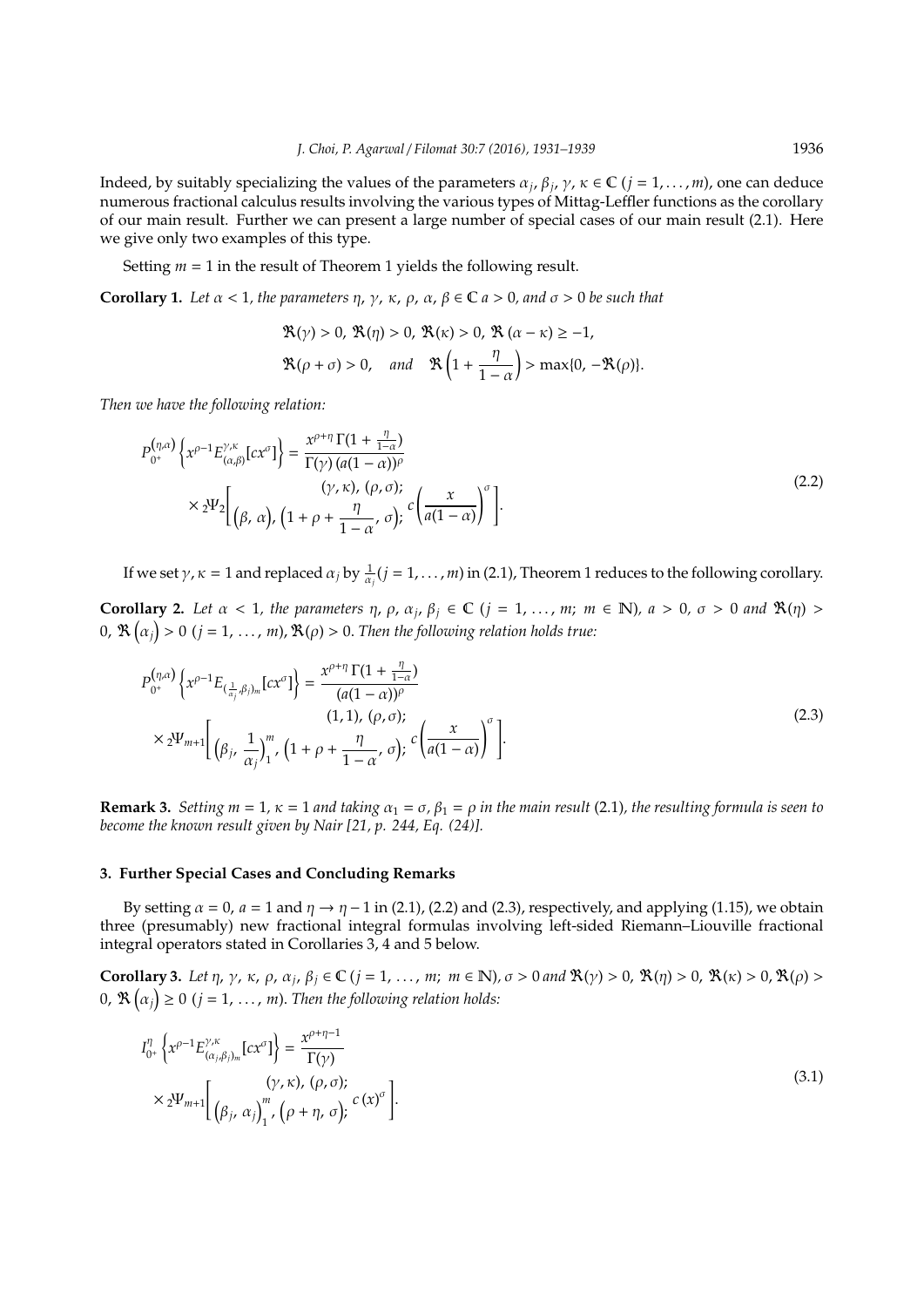Indeed, by suitably specializing the values of the parameters $\alpha_j$, $\beta_j$, $\gamma$, $\kappa \in \mathbb{C}$ $(j = 1, \ldots, m)$, one can deduce numerous fractional calculus results involving the various types of Mittag-Leffler functions as the corollary of our main result. Further we can present a large number of special cases of our main result (2.1). Here we give only two examples of this type.

Setting $m = 1$ in the result of Theorem 1 yields the following result.

**Corollary 1.** *Let $\alpha < 1$, the parameters $\eta$, $\gamma$, $\kappa$, $\rho$, $\alpha$, $\beta \in \mathbb{C}$ $a > 0$, and $\sigma > 0$ be such that*

$$\Re(\gamma) > 0,\ \Re(\eta) > 0,\ \Re(\kappa) > 0,\ \Re(\alpha - \kappa) \geq -1,$$
$$\Re(\rho + \sigma) > 0, \quad and \quad \Re\left(1 + \frac{\eta}{1-\alpha}\right) > \max\{0, -\Re(\rho)\}.$$

*Then we have the following relation:*

$$P_{0^+}^{(\eta,\alpha)}\left\{x^{\rho-1}E_{(\alpha,\beta)}^{\gamma,\kappa}[cx^\sigma]\right\} = \frac{x^{\rho+\eta}\,\Gamma(1+\frac{\eta}{1-\alpha})}{\Gamma(\gamma)\,(a(1-\alpha))^\rho} \times {}_2\Psi_2\left[\begin{matrix}(\gamma,\kappa),\,(\rho,\sigma);\\ \left(\beta,\,\alpha\right),\,\left(1+\rho+\dfrac{\eta}{1-\alpha},\,\sigma\right);\end{matrix}\ c\left(\frac{x}{a(1-\alpha)}\right)^\sigma\right]. \tag{2.2}$$

If we set $\gamma, \kappa = 1$ and replaced $\alpha_j$ by $\frac{1}{\alpha_j}(j = 1, \ldots, m)$ in (2.1), Theorem 1 reduces to the following corollary.

**Corollary 2.** *Let $\alpha < 1$, the parameters $\eta$, $\rho$, $\alpha_j$, $\beta_j \in \mathbb{C}$ $(j = 1, \ldots, m;\ m \in \mathbb{N})$, $a > 0$, $\sigma > 0$ and $\Re(\eta) > 0$, $\Re\left(\alpha_j\right) > 0$ $(j = 1, \ldots, m)$, $\Re(\rho) > 0$. Then the following relation holds true:*

$$P_{0^+}^{(\eta,\alpha)}\left\{x^{\rho-1}E_{(\frac{1}{\alpha_j},\beta_j)_m}[cx^\sigma]\right\} = \frac{x^{\rho+\eta}\,\Gamma(1+\frac{\eta}{1-\alpha})}{(a(1-\alpha))^\rho} \times {}_2\Psi_{m+1}\left[\begin{matrix}(1,1),\,(\rho,\sigma);\\ \left(\beta_j,\,\dfrac{1}{\alpha_j}\right)_1^m,\,\left(1+\rho+\dfrac{\eta}{1-\alpha},\,\sigma\right);\end{matrix}\ c\left(\frac{x}{a(1-\alpha)}\right)^\sigma\right]. \tag{2.3}$$

**Remark 3.** *Setting $m = 1$, $\kappa = 1$ and taking $\alpha_1 = \sigma$, $\beta_1 = \rho$ in the main result* (2.1)*, the resulting formula is seen to become the known result given by Nair [21, p. 244, Eq. (24)].*

## 3. Further Special Cases and Concluding Remarks

By setting $\alpha = 0$, $a = 1$ and $\eta \to \eta - 1$ in (2.1), (2.2) and (2.3), respectively, and applying (1.15), we obtain three (presumably) new fractional integral formulas involving left-sided Riemann–Liouville fractional integral operators stated in Corollaries 3, 4 and 5 below.

**Corollary 3.** *Let $\eta$, $\gamma$, $\kappa$, $\rho$, $\alpha_j$, $\beta_j \in \mathbb{C}$ $(j = 1, \ldots, m;\ m \in \mathbb{N})$, $\sigma > 0$ and $\Re(\gamma) > 0$, $\Re(\eta) > 0$, $\Re(\kappa) > 0$, $\Re(\rho) > 0$, $\Re\left(\alpha_j\right) \geq 0$ $(j = 1, \ldots, m)$. Then the following relation holds:*

$$I_{0^+}^{\eta}\left\{x^{\rho-1}E_{(\alpha_j,\beta_j)_m}^{\gamma,\kappa}[cx^\sigma]\right\} = \frac{x^{\rho+\eta-1}}{\Gamma(\gamma)} \times {}_2\Psi_{m+1}\left[\begin{matrix}(\gamma,\kappa),\,(\rho,\sigma);\\ \left(\beta_j,\,\alpha_j\right)_1^m,\,\left(\rho+\eta,\,\sigma\right);\end{matrix}\ c\,(x)^\sigma\right]. \tag{3.1}$$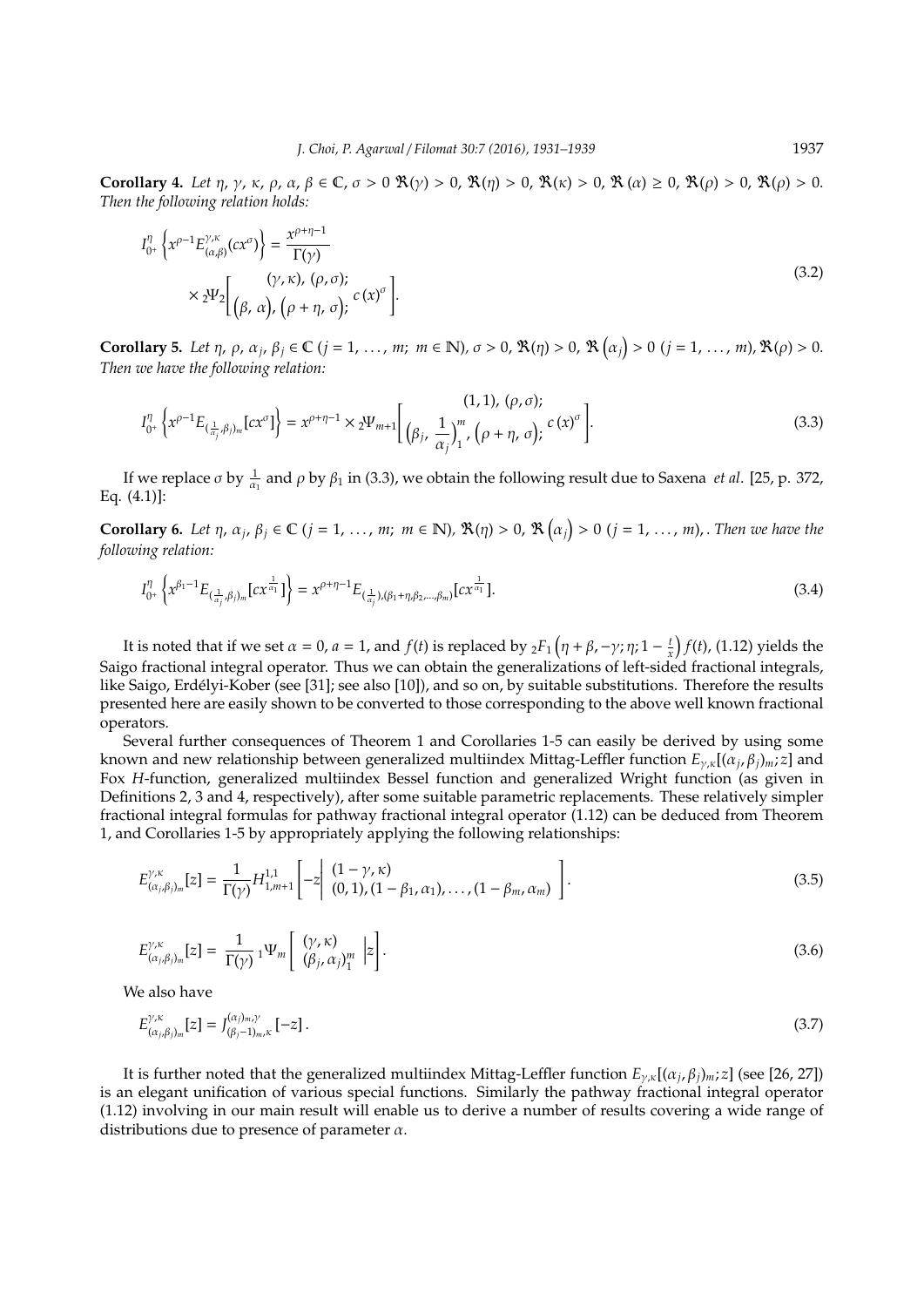**Corollary 4.** *Let $\eta$, $\gamma$, $\kappa$, $\rho$, $\alpha$, $\beta \in \mathbb{C}$, $\sigma > 0$ $\Re(\gamma) > 0$, $\Re(\eta) > 0$, $\Re(\kappa) > 0$, $\Re(\alpha) \geq 0$, $\Re(\rho) > 0$, $\Re(\rho) > 0$. Then the following relation holds:*

$$
\begin{aligned}
I_{0^+}^{\eta}\left\{x^{\rho-1}E_{(\alpha,\beta)}^{\gamma,\kappa}(cx^{\sigma})\right\} &= \frac{x^{\rho+\eta-1}}{\Gamma(\gamma)} \\
&\times {}_2\Psi_2\left[\begin{matrix}(\gamma,\kappa),\,(\rho,\sigma);\\ \left(\beta,\,\alpha\right),\,\left(\rho+\eta,\,\sigma\right);\end{matrix}\; c\,(x)^{\sigma}\right].
\end{aligned}
\tag{3.2}
$$

**Corollary 5.** *Let $\eta$, $\rho$, $\alpha_j$, $\beta_j \in \mathbb{C}$ $(j = 1, \ldots, m;\ m \in \mathbb{N})$, $\sigma > 0$, $\Re(\eta) > 0$, $\Re\left(\alpha_j\right) > 0$ $(j = 1, \ldots, m)$, $\Re(\rho) > 0$. Then we have the following relation:*

$$
I_{0^+}^{\eta}\left\{x^{\rho-1}E_{(\frac{1}{\alpha_j},\beta_j)_m}[cx^{\sigma}]\right\} = x^{\rho+\eta-1} \times {}_2\Psi_{m+1}\left[\begin{matrix}(1,1),\,(\rho,\sigma);\\ \left(\beta_j,\,\dfrac{1}{\alpha_j}\right)_1^m,\,\left(\rho+\eta,\,\sigma\right);\end{matrix}\; c\,(x)^{\sigma}\right].
\tag{3.3}
$$

If we replace $\sigma$ by $\frac{1}{\alpha_1}$ and $\rho$ by $\beta_1$ in (3.3), we obtain the following result due to Saxena *et al*. [25, p. 372, Eq. (4.1)]:

**Corollary 6.** *Let $\eta$, $\alpha_j$, $\beta_j \in \mathbb{C}$ $(j = 1, \ldots, m;\ m \in \mathbb{N})$, $\Re(\eta) > 0$, $\Re\left(\alpha_j\right) > 0$ $(j = 1, \ldots, m)$, . Then we have the following relation:*

$$
I_{0^+}^{\eta}\left\{x^{\beta_1-1}E_{(\frac{1}{\alpha_j},\beta_j)_m}[cx^{\frac{1}{\alpha_1}}]\right\} = x^{\rho+\eta-1}E_{(\frac{1}{\alpha_j}),(\beta_1+\eta,\beta_2,\ldots,\beta_m)}[cx^{\frac{1}{\alpha_1}}].
\tag{3.4}
$$

It is noted that if we set $\alpha = 0$, $a = 1$, and $f(t)$ is replaced by ${}_2F_1\left(\eta+\beta,-\gamma;\eta;1-\frac{t}{x}\right)f(t)$, (1.12) yields the Saigo fractional integral operator. Thus we can obtain the generalizations of left-sided fractional integrals, like Saigo, Erdélyi-Kober (see [31]; see also [10]), and so on, by suitable substitutions. Therefore the results presented here are easily shown to be converted to those corresponding to the above well known fractional operators.

Several further consequences of Theorem 1 and Corollaries 1-5 can easily be derived by using some known and new relationship between generalized multiindex Mittag-Leffler function $E_{\gamma,\kappa}[(\alpha_j,\beta_j)_m;z]$ and Fox $H$-function, generalized multiindex Bessel function and generalized Wright function (as given in Definitions 2, 3 and 4, respectively), after some suitable parametric replacements. These relatively simpler fractional integral formulas for pathway fractional integral operator (1.12) can be deduced from Theorem 1, and Corollaries 1-5 by appropriately applying the following relationships:

$$
E_{(\alpha_j,\beta_j)_m}^{\gamma,\kappa}[z] = \frac{1}{\Gamma(\gamma)}H_{1,m+1}^{1,1}\left[-z\left|\begin{matrix}(1-\gamma,\kappa)\\ (0,1),(1-\beta_1,\alpha_1),\ldots,(1-\beta_m,\alpha_m)\end{matrix}\right.\right].
\tag{3.5}
$$

$$
E_{(\alpha_j,\beta_j)_m}^{\gamma,\kappa}[z] = \frac{1}{\Gamma(\gamma)}\,{}_1\Psi_m\left[\begin{matrix}(\gamma,\kappa)\\ (\beta_j,\alpha_j)_1^m\end{matrix}\;\middle|z\right].
\tag{3.6}
$$

We also have

$$
E_{(\alpha_j,\beta_j)_m}^{\gamma,\kappa}[z] = J_{(\beta_j-1)_m,\kappa}^{(\alpha_j)_m,\gamma}\left[-z\right].
\tag{3.7}
$$

It is further noted that the generalized multiindex Mittag-Leffler function $E_{\gamma,\kappa}[(\alpha_j,\beta_j)_m;z]$ (see [26, 27]) is an elegant unification of various special functions. Similarly the pathway fractional integral operator (1.12) involving in our main result will enable us to derive a number of results covering a wide range of distributions due to presence of parameter $\alpha$.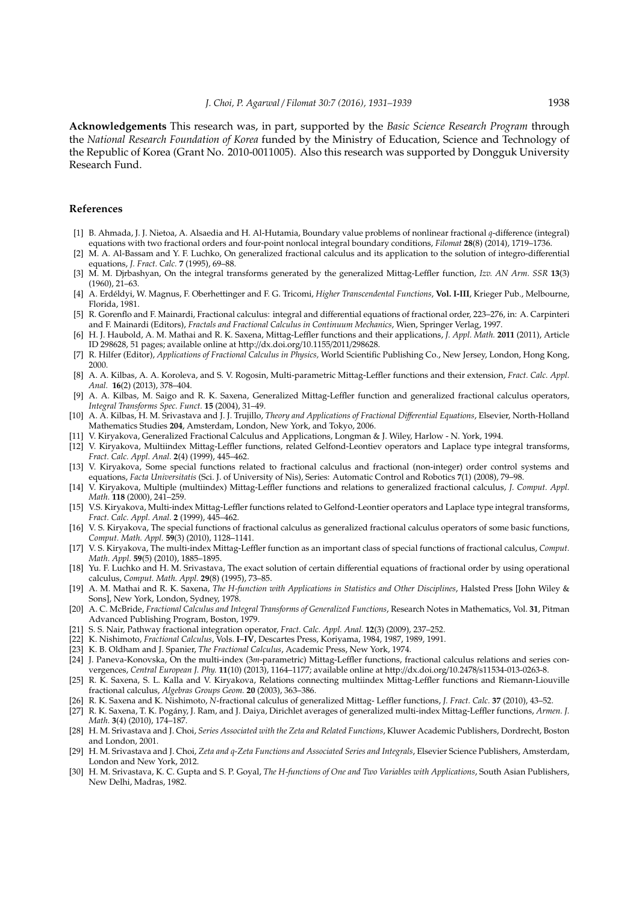**Acknowledgements** This research was, in part, supported by the *Basic Science Research Program* through the *National Research Foundation of Korea* funded by the Ministry of Education, Science and Technology of the Republic of Korea (Grant No. 2010-0011005). Also this research was supported by Dongguk University Research Fund.

## References

[1] B. Ahmada, J. J. Nietoa, A. Alsaedia and H. Al-Hutamia, Boundary value problems of nonlinear fractional $q$-difference (integral) equations with two fractional orders and four-point nonlocal integral boundary conditions, *Filomat* **28**(8) (2014), 1719–1736.

[2] M. A. Al-Bassam and Y. F. Luchko, On generalized fractional calculus and its application to the solution of integro-differential equations, *J. Fract. Calc.* **7** (1995), 69–88.

[3] M. M. Djrbashyan, On the integral transforms generated by the generalized Mittag-Leffler function, *Izv. AN Arm. SSR* **13**(3) (1960), 21–63.

[4] A. Erdéldyi, W. Magnus, F. Oberhettinger and F. G. Tricomi, *Higher Transcendental Functions*, **Vol. I-III**, Krieger Pub., Melbourne, Florida, 1981.

[5] R. Gorenflo and F. Mainardi, Fractional calculus: integral and differential equations of fractional order, 223–276, in: A. Carpinteri and F. Mainardi (Editors), *Fractals and Fractional Calculus in Continuum Mechanics*, Wien, Springer Verlag, 1997.

[6] H. J. Haubold, A. M. Mathai and R. K. Saxena, Mittag-Leffler functions and their applications, *J. Appl. Math.* **2011** (2011), Article ID 298628, 51 pages; available online at http://dx.doi.org/10.1155/2011/298628.

[7] R. Hilfer (Editor), *Applications of Fractional Calculus in Physics,* World Scientific Publishing Co., New Jersey, London, Hong Kong, 2000.

[8] A. A. Kilbas, A. A. Koroleva, and S. V. Rogosin, Multi-parametric Mittag-Leffler functions and their extension, *Fract. Calc. Appl. Anal.* **16**(2) (2013), 378–404.

[9] A. A. Kilbas, M. Saigo and R. K. Saxena, Generalized Mittag-Leffler function and generalized fractional calculus operators, *Integral Transforms Spec. Funct.* **15** (2004), 31–49.

[10] A. A. Kilbas, H. M. Srivastava and J. J. Trujillo, *Theory and Applications of Fractional Differential Equations*, Elsevier, North-Holland Mathematics Studies **204**, Amsterdam, London, New York, and Tokyo, 2006.

[11] V. Kiryakova, Generalized Fractional Calculus and Applications, Longman & J. Wiley, Harlow - N. York, 1994.

[12] V. Kiryakova, Multiindex Mittag-Leffler functions, related Gelfond-Leontiev operators and Laplace type integral transforms, *Fract. Calc. Appl. Anal.* **2**(4) (1999), 445–462.

[13] V. Kiryakova, Some special functions related to fractional calculus and fractional (non-integer) order control systems and equations, *Facta Universitatis* (Sci. J. of University of Nis), Series: Automatic Control and Robotics **7**(1) (2008), 79–98.

[14] V. Kiryakova, Multiple (multiindex) Mittag-Leffler functions and relations to generalized fractional calculus, *J. Comput. Appl. Math.* **118** (2000), 241–259.

[15] V.S. Kiryakova, Multi-index Mittag-Leffler functions related to Gelfond-Leontier operators and Laplace type integral transforms, *Fract. Calc. Appl. Anal.* **2** (1999), 445–462.

[16] V. S. Kiryakova, The special functions of fractional calculus as generalized fractional calculus operators of some basic functions, *Comput. Math. Appl.* **59**(3) (2010), 1128–1141.

[17] V. S. Kiryakova, The multi-index Mittag-Leffler function as an important class of special functions of fractional calculus, *Comput. Math. Appl.* **59**(5) (2010), 1885–1895.

[18] Yu. F. Luchko and H. M. Srivastava, The exact solution of certain differential equations of fractional order by using operational calculus, *Comput. Math. Appl.* **29**(8) (1995), 73–85.

[19] A. M. Mathai and R. K. Saxena, *The H-function with Applications in Statistics and Other Disciplines*, Halsted Press [John Wiley & Sons], New York, London, Sydney, 1978.

[20] A. C. McBride, *Fractional Calculus and Integral Transforms of Generalized Functions*, Research Notes in Mathematics, Vol. **31**, Pitman Advanced Publishing Program, Boston, 1979.

[21] S. S. Nair, Pathway fractional integration operator, *Fract. Calc. Appl. Anal.* **12**(3) (2009), 237–252.

[22] K. Nishimoto, *Fractional Calculus*, Vols. **I–IV**, Descartes Press, Koriyama, 1984, 1987, 1989, 1991.

[23] K. B. Oldham and J. Spanier, *The Fractional Calculus*, Academic Press, New York, 1974.

[24] J. Paneva-Konovska, On the multi-index (3$m$-parametric) Mittag-Leffler functions, fractional calculus relations and series convergences, *Central European J. Phy.* **11**(10) (2013), 1164–1177; available online at http://dx.doi.org/10.2478/s11534-013-0263-8.

[25] R. K. Saxena, S. L. Kalla and V. Kiryakova, Relations connecting multiindex Mittag-Leffler functions and Riemann-Liouville fractional calculus, *Algebras Groups Geom.* **20** (2003), 363–386.

[26] R. K. Saxena and K. Nishimoto, $N$-fractional calculus of generalized Mittag- Leffler functions, *J. Fract. Calc.* **37** (2010), 43–52.

[27] R. K. Saxena, T. K. Pogány, J. Ram, and J. Daiya, Dirichlet averages of generalized multi-index Mittag-Leffler functions, *Armen. J. Math.* **3**(4) (2010), 174–187.

[28] H. M. Srivastava and J. Choi, *Series Associated with the Zeta and Related Functions*, Kluwer Academic Publishers, Dordrecht, Boston and London, 2001.

[29] H. M. Srivastava and J. Choi, *Zeta and q-Zeta Functions and Associated Series and Integrals*, Elsevier Science Publishers, Amsterdam, London and New York, 2012.

[30] H. M. Srivastava, K. C. Gupta and S. P. Goyal, *The H-functions of One and Two Variables with Applications*, South Asian Publishers, New Delhi, Madras, 1982.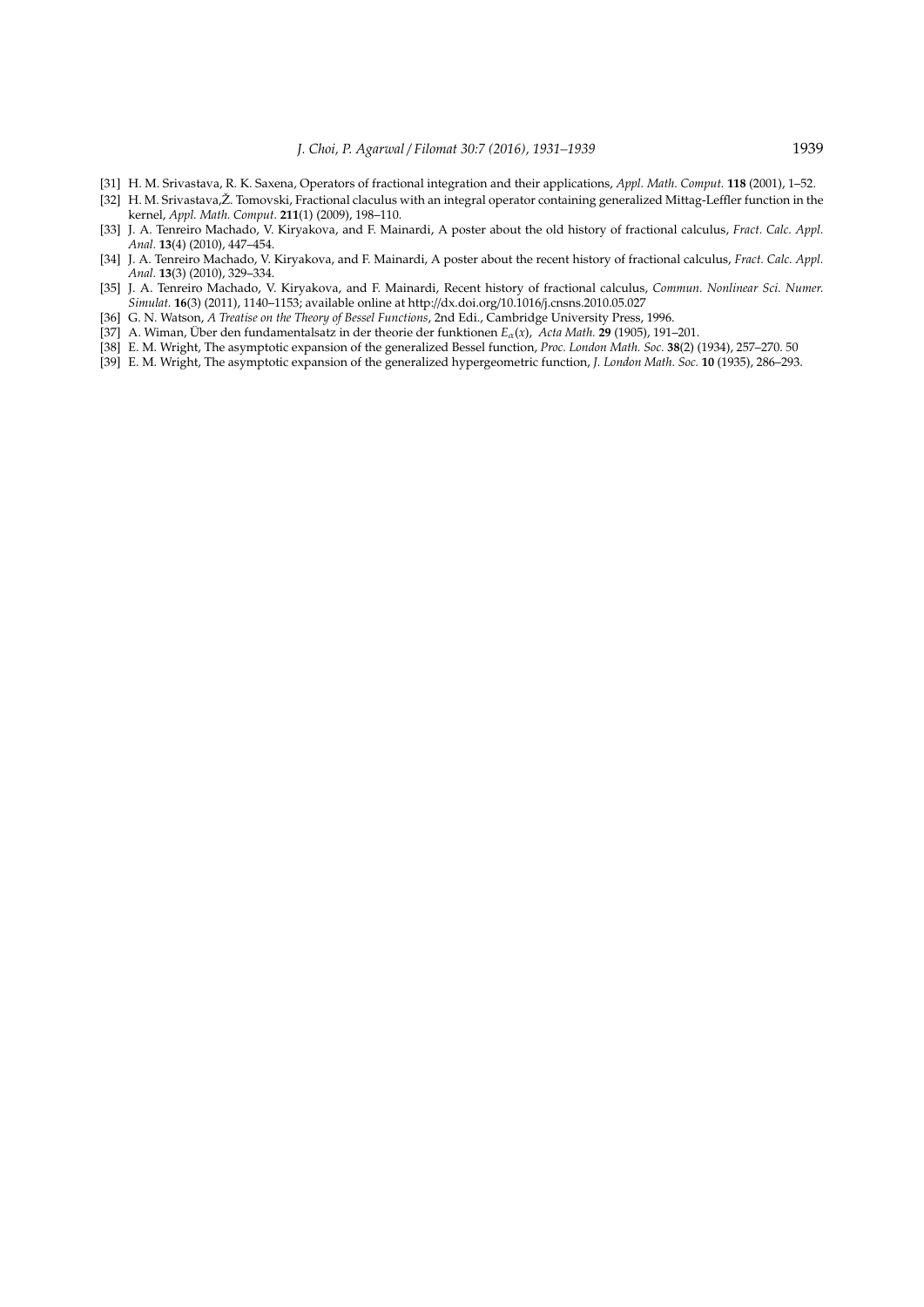[31] H. M. Srivastava, R. K. Saxena, Operators of fractional integration and their applications, *Appl. Math. Comput.* **118** (2001), 1–52.

[32] H. M. Srivastava,Ž. Tomovski, Fractional claculus with an integral operator containing generalized Mittag-Leffler function in the kernel, *Appl. Math. Comput.* **211**(1) (2009), 198–110.

[33] J. A. Tenreiro Machado, V. Kiryakova, and F. Mainardi, A poster about the old history of fractional calculus, *Fract. Calc. Appl. Anal.* **13**(4) (2010), 447–454.

[34] J. A. Tenreiro Machado, V. Kiryakova, and F. Mainardi, A poster about the recent history of fractional calculus, *Fract. Calc. Appl. Anal.* **13**(3) (2010), 329–334.

[35] J. A. Tenreiro Machado, V. Kiryakova, and F. Mainardi, Recent history of fractional calculus, *Commun. Nonlinear Sci. Numer. Simulat.* **16**(3) (2011), 1140–1153; available online at http://dx.doi.org/10.1016/j.cnsns.2010.05.027

[36] G. N. Watson, *A Treatise on the Theory of Bessel Functions*, 2nd Edi., Cambridge University Press, 1996.

[37] A. Wiman, Über den fundamentalsatz in der theorie der funktionen $E_\alpha(x)$, *Acta Math.* **29** (1905), 191–201.

[38] E. M. Wright, The asymptotic expansion of the generalized Bessel function, *Proc. London Math. Soc.* **38**(2) (1934), 257–270. 50

[39] E. M. Wright, The asymptotic expansion of the generalized hypergeometric function, *J. London Math. Soc.* **10** (1935), 286–293.